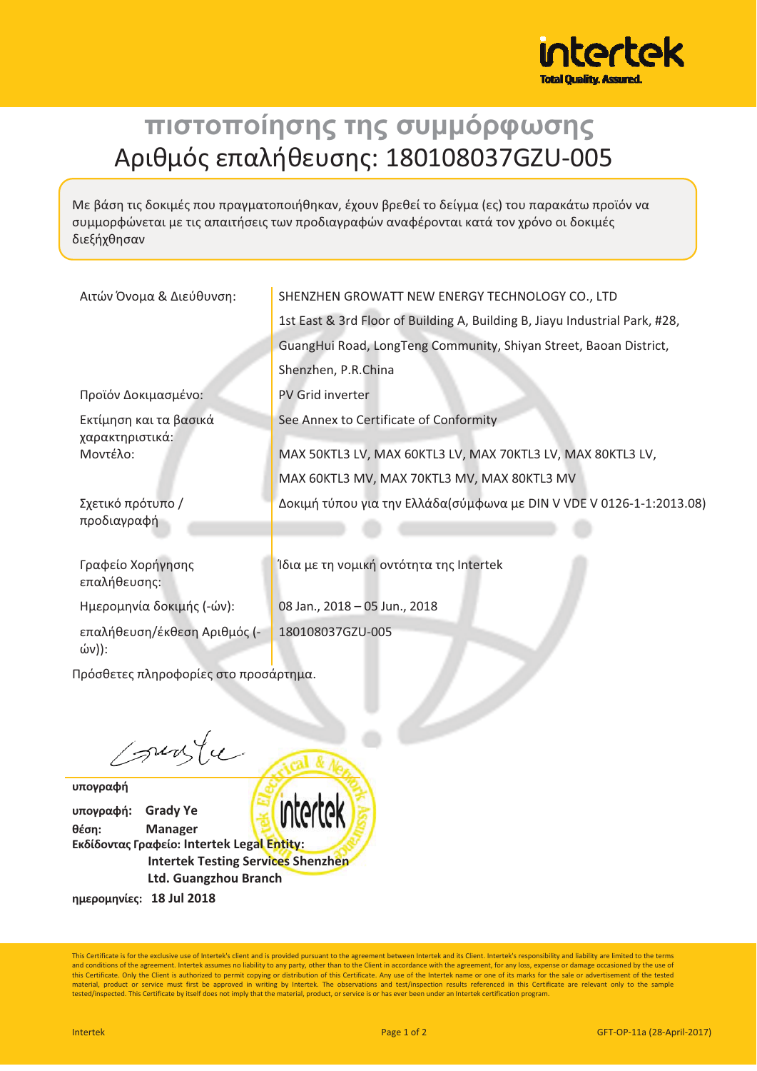# πιστοποίησης της συμμόρφωσης

## Αριθμός επαλήθευσης: 180108037GZU-005

Με βάση τις δοκιμές που πραγματοποιήθηκαν, έχουν βρεθεί το δείγμα (ες) του παρακάτω προϊόν να συμμορφώνεται με τις απαιτήσεις των προδιαγραφών αναφέρονται κατά τον χρόνο οι δοκιμές διεξήχθησαν

| | |
|---|---|
| Αιτών Όνομα & Διεύθυνση: | SHENZHEN GROWATT NEW ENERGY TECHNOLOGY CO., LTD<br>1st East & 3rd Floor of Building A, Building B, Jiayu Industrial Park, #28, GuangHui Road, LongTeng Community, Shiyan Street, Baoan District, Shenzhen, P.R.China |
| Προϊόν Δοκιμασμένο: | PV Grid inverter |
| Εκτίμηση και τα βασικά χαρακτηριστικά: | See Annex to Certificate of Conformity |
| Μοντέλο: | MAX 50KTL3 LV, MAX 60KTL3 LV, MAX 70KTL3 LV, MAX 80KTL3 LV, MAX 60KTL3 MV, MAX 70KTL3 MV, MAX 80KTL3 MV |
| Σχετικό πρότυπο / προδιαγραφή | Δοκιμή τύπου για την Ελλάδα(σύμφωνα με DIN V VDE V 0126-1-1:2013.08) |
| Γραφείο Χορήγησης επαλήθευσης: | Ίδια με τη νομική οντότητα της Intertek |
| Ημερομηνία δοκιμής (-ών): | 08 Jan., 2018 – 05 Jun., 2018 |
| επαλήθευση/έκθεση Αριθμός (-ών)): | 180108037GZU-005 |

Πρόσθετες πληροφορίες στο προσάρτημα.

**υπογραφή**

**υπογραφή:** **Grady Ye**

**θέση:** **Manager**

**Εκδίδοντας Γραφείο: Intertek Legal Entity:**
**Intertek Testing Services Shenzhen Ltd. Guangzhou Branch**

**ημερομηνίες: 18 Jul 2018**

This Certificate is for the exclusive use of Intertek's client and is provided pursuant to the agreement between Intertek and its Client. Intertek's responsibility and liability are limited to the terms and conditions of the agreement. Intertek assumes no liability to any party, other than to the Client in accordance with the agreement, for any loss, expense or damage occasioned by the use of this Certificate. Only the Client is authorized to permit copying or distribution of this Certificate. Any use of the Intertek name or one of its marks for the sale or advertisement of the tested material, product or service must first be approved in writing by Intertek. The observations and test/inspection results referenced in this Certificate are relevant only to the sample tested/inspected. This Certificate by itself does not imply that the material, product, or service is or has ever been under an Intertek certification program.

GFT-OP-11a (28-April-2017)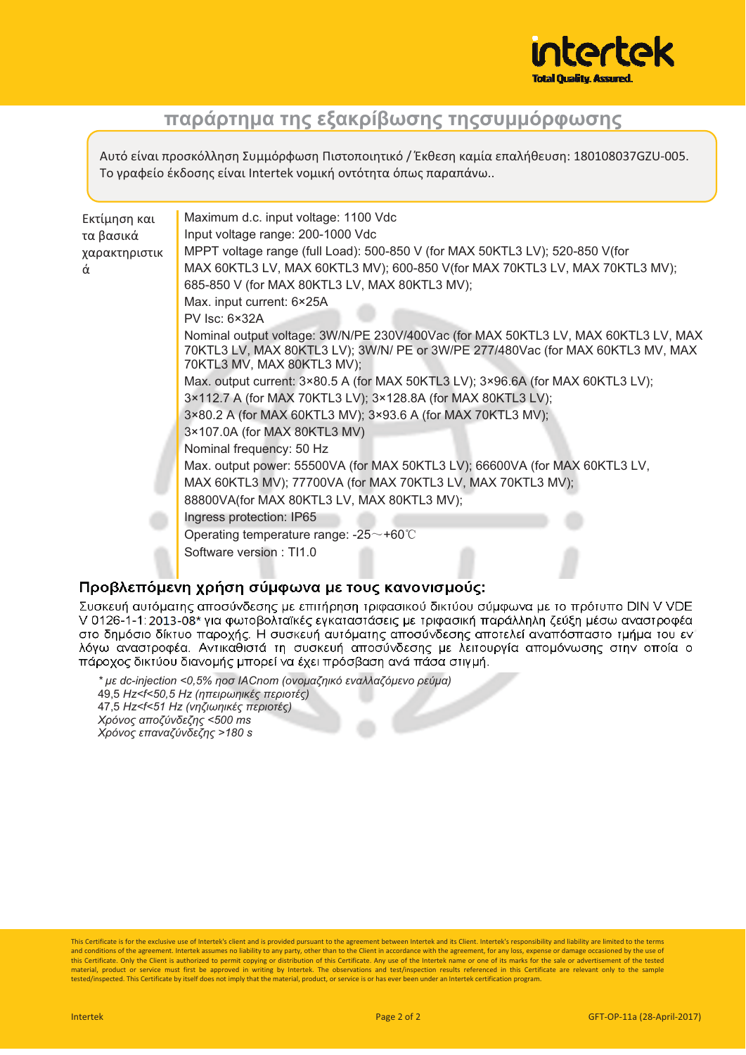## παράρτημα της εξακρίβωσης τηςσυμμόρφωσης

Αυτό είναι προσκόλληση Συμμόρφωση Πιστοποιητικό / Έκθεση καμία επαλήθευση: 180108037GZU-005.
Το γραφείο έκδοσης είναι Intertek νομική οντότητα όπως παραπάνω..

| | |
|---|---|
| Εκτίμηση και τα βασικά χαρακτηριστικά | Maximum d.c. input voltage: 1100 Vdc<br>Input voltage range: 200-1000 Vdc<br>MPPT voltage range (full Load): 500-850 V (for MAX 50KTL3 LV); 520-850 V(for MAX 60KTL3 LV, MAX 60KTL3 MV); 600-850 V(for MAX 70KTL3 LV, MAX 70KTL3 MV); 685-850 V (for MAX 80KTL3 LV, MAX 80KTL3 MV);<br>Max. input current: 6×25A<br>PV Isc: 6×32A<br>Nominal output voltage: 3W/N/PE 230V/400Vac (for MAX 50KTL3 LV, MAX 60KTL3 LV, MAX 70KTL3 LV, MAX 80KTL3 LV); 3W/N/ PE or 3W/PE 277/480Vac (for MAX 60KTL3 MV, MAX 70KTL3 MV, MAX 80KTL3 MV);<br>Max. output current: 3×80.5 A (for MAX 50KTL3 LV); 3×96.6A (for MAX 60KTL3 LV); 3×112.7 A (for MAX 70KTL3 LV); 3×128.8A (for MAX 80KTL3 LV); 3×80.2 A (for MAX 60KTL3 MV); 3×93.6 A (for MAX 70KTL3 MV); 3×107.0A (for MAX 80KTL3 MV)<br>Nominal frequency: 50 Hz<br>Max. output power: 55500VA (for MAX 50KTL3 LV); 66600VA (for MAX 60KTL3 LV, MAX 60KTL3 MV); 77700VA (for MAX 70KTL3 LV, MAX 70KTL3 MV); 88800VA(for MAX 80KTL3 LV, MAX 80KTL3 MV);<br>Ingress protection: IP65<br>Operating temperature range: -25～+60℃<br>Software version : TI1.0 |

### Προβλεπόμενη χρήση σύμφωνα με τους κανονισμούς:

Συσκευή αυτόματης αποσύνδεσης με επιτήρηση τριφασικού δικτύου σύμφωνα με το πρότυπο DIN V VDE V 0126-1-1: 2013-08* για φωτοβολταϊκές εγκαταστάσεις με τριφασική παράλληλη ζεύξη μέσω αναστροφέα στο δημόσιο δίκτυο παροχής. Η συσκευή αυτόματης αποσύνδεσης αποτελεί αναπόσπαστο τμήμα του εν λόγω αναστροφέα. Αντικαθιστά τη συσκευή αποσύνδεσης με λειτουργία απομόνωσης στην οποία ο πάροχος δικτύου διανομής μπορεί να έχει πρόσβαση ανά πάσα στιγμή.

*\* με dc-injection <0,5% ποσ IACnom (ονομαζηικό εναλλαζόμενο ρεύμα)*
*49,5 Hz<f<50,5 Hz (ηπειρωηικές περιοτές)*
*47,5 Hz<f<51 Hz (νηζιωηικές περιοτές)*
*Χρόνος αποζύνδεζης <500 ms*
*Χρόνος επαναζύνδεζης >180 s*

This Certificate is for the exclusive use of Intertek's client and is provided pursuant to the agreement between Intertek and its Client. Intertek's responsibility and liability are limited to the terms and conditions of the agreement. Intertek assumes no liability to any party, other than to the Client in accordance with the agreement, for any loss, expense or damage occasioned by the use of this Certificate. Only the Client is authorized to permit copying or distribution of this Certificate. Any use of the Intertek name or one of its marks for the sale or advertisement of the tested material, product or service must first be approved in writing by Intertek. The observations and test/inspection results referenced in this Certificate are relevant only to the sample tested/inspected. This Certificate by itself does not imply that the material, product, or service is or has ever been under an Intertek certification program.

Intertek GFT-OP-11a (28-April-2017)